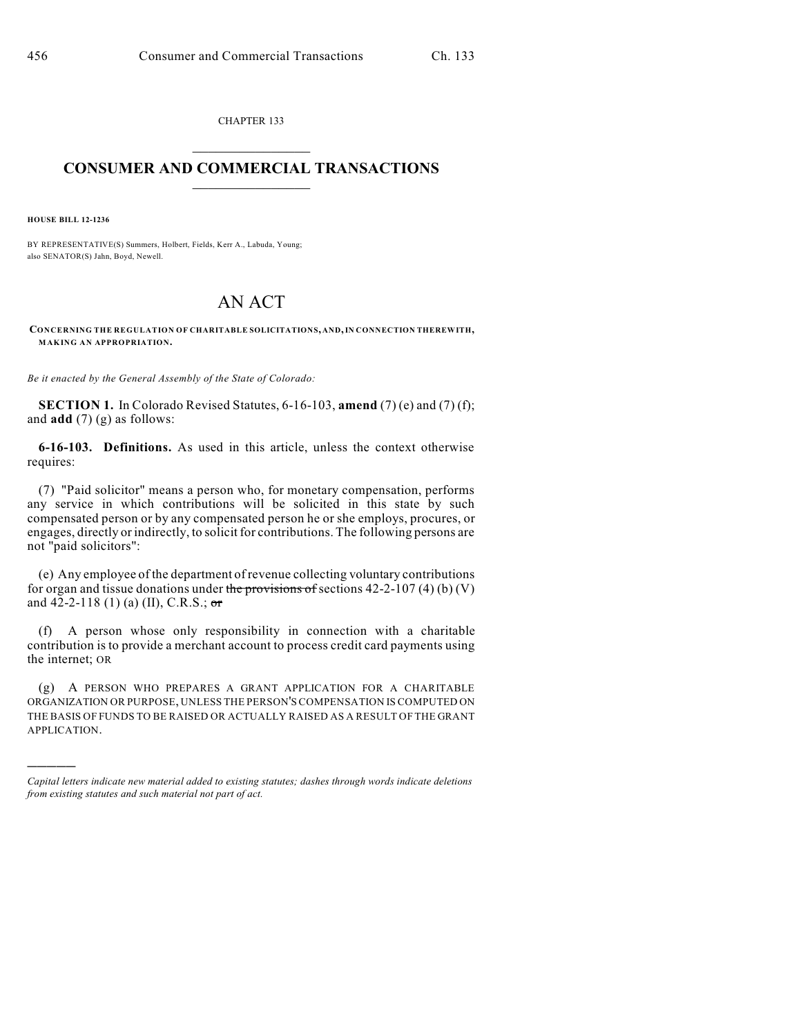CHAPTER 133

# CONSUMER AND COMMERCIAL TRANSACTIONS

**HOUSE BILL 12-1236**

BY REPRESENTATIVE(S) Summers, Holbert, Fields, Kerr A., Labuda, Young; also SENATOR(S) Jahn, Boyd, Newell.

# AN ACT

**CONCERNING THE REGULATION OF CHARITABLE SOLICITATIONS, AND, IN CONNECTION THEREWITH, MAKING AN APPROPRIATION.**

*Be it enacted by the General Assembly of the State of Colorado:*

**SECTION 1.** In Colorado Revised Statutes, 6-16-103, **amend** (7) (e) and (7) (f); and **add** (7) (g) as follows:

**6-16-103. Definitions.** As used in this article, unless the context otherwise requires:

(7) "Paid solicitor" means a person who, for monetary compensation, performs any service in which contributions will be solicited in this state by such compensated person or by any compensated person he or she employs, procures, or engages, directly or indirectly, to solicit for contributions. The following persons are not "paid solicitors":

(e) Any employee of the department of revenue collecting voluntary contributions for organ and tissue donations under ~~the provisions of~~ sections 42-2-107 (4) (b) (V) and 42-2-118 (1) (a) (II), C.R.S.; ~~or~~

(f) A person whose only responsibility in connection with a charitable contribution is to provide a merchant account to process credit card payments using the internet; OR

(g) A PERSON WHO PREPARES A GRANT APPLICATION FOR A CHARITABLE ORGANIZATION OR PURPOSE, UNLESS THE PERSON'S COMPENSATION IS COMPUTED ON THE BASIS OF FUNDS TO BE RAISED OR ACTUALLY RAISED AS A RESULT OF THE GRANT APPLICATION.

---

*Capital letters indicate new material added to existing statutes; dashes through words indicate deletions from existing statutes and such material not part of act.*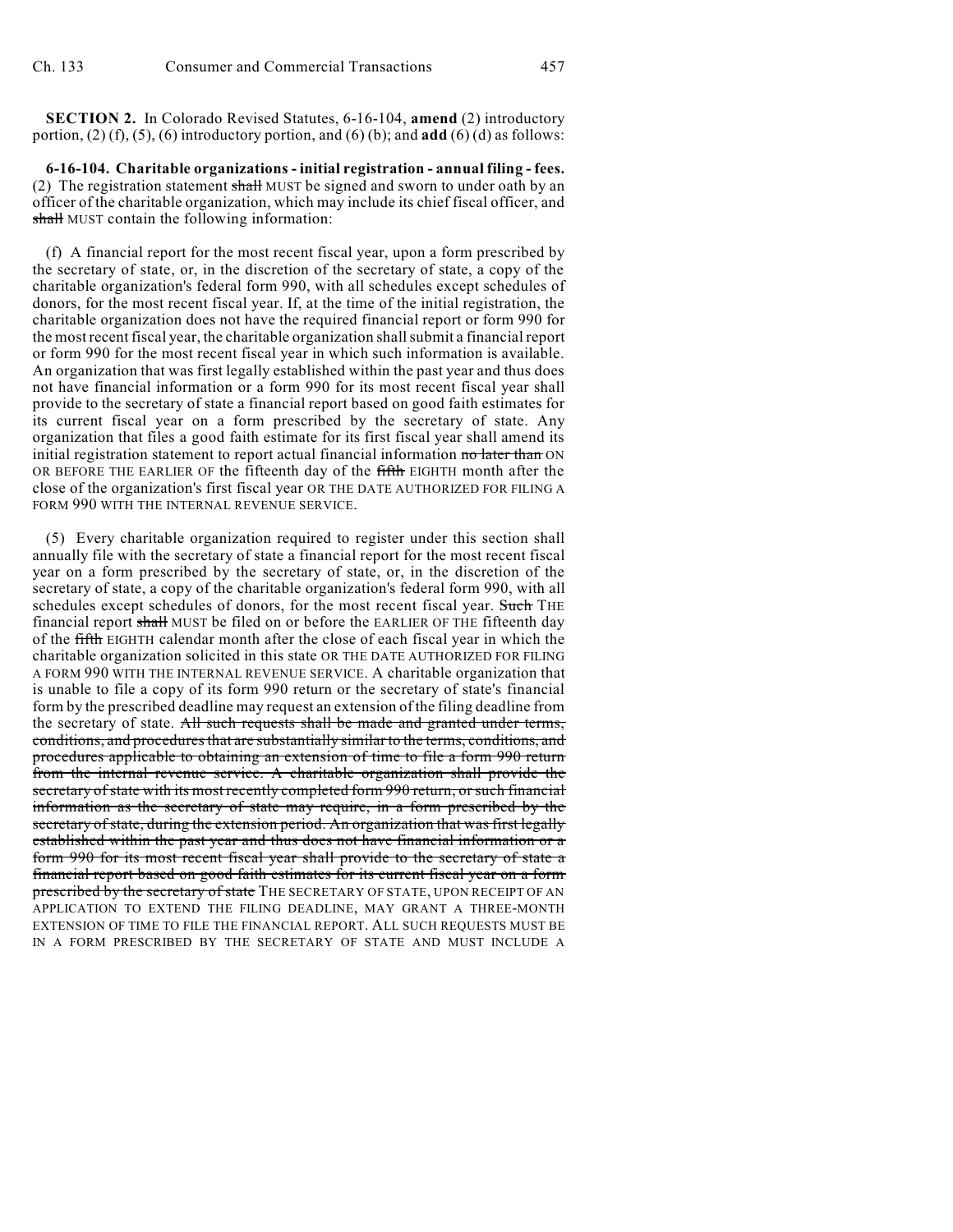**SECTION 2.** In Colorado Revised Statutes, 6-16-104, **amend** (2) introductory portion, (2) (f), (5), (6) introductory portion, and (6) (b); and **add** (6) (d) as follows:

**6-16-104. Charitable organizations - initial registration - annual filing - fees.** (2) The registration statement ~~shall~~ MUST be signed and sworn to under oath by an officer of the charitable organization, which may include its chief fiscal officer, and ~~shall~~ MUST contain the following information:

(f) A financial report for the most recent fiscal year, upon a form prescribed by the secretary of state, or, in the discretion of the secretary of state, a copy of the charitable organization's federal form 990, with all schedules except schedules of donors, for the most recent fiscal year. If, at the time of the initial registration, the charitable organization does not have the required financial report or form 990 for the most recent fiscal year, the charitable organization shall submit a financial report or form 990 for the most recent fiscal year in which such information is available. An organization that was first legally established within the past year and thus does not have financial information or a form 990 for its most recent fiscal year shall provide to the secretary of state a financial report based on good faith estimates for its current fiscal year on a form prescribed by the secretary of state. Any organization that files a good faith estimate for its first fiscal year shall amend its initial registration statement to report actual financial information ~~no later than~~ ON OR BEFORE THE EARLIER OF the fifteenth day of the ~~fifth~~ EIGHTH month after the close of the organization's first fiscal year OR THE DATE AUTHORIZED FOR FILING A FORM 990 WITH THE INTERNAL REVENUE SERVICE.

(5) Every charitable organization required to register under this section shall annually file with the secretary of state a financial report for the most recent fiscal year on a form prescribed by the secretary of state, or, in the discretion of the secretary of state, a copy of the charitable organization's federal form 990, with all schedules except schedules of donors, for the most recent fiscal year. ~~Such~~ THE financial report ~~shall~~ MUST be filed on or before the EARLIER OF THE fifteenth day of the ~~fifth~~ EIGHTH calendar month after the close of each fiscal year in which the charitable organization solicited in this state OR THE DATE AUTHORIZED FOR FILING A FORM 990 WITH THE INTERNAL REVENUE SERVICE. A charitable organization that is unable to file a copy of its form 990 return or the secretary of state's financial form by the prescribed deadline may request an extension of the filing deadline from the secretary of state. ~~All such requests shall be made and granted under terms, conditions, and procedures that are substantially similar to the terms, conditions, and procedures applicable to obtaining an extension of time to file a form 990 return from the internal revenue service. A charitable organization shall provide the secretary of state with its most recently completed form 990 return, or such financial information as the secretary of state may require, in a form prescribed by the secretary of state, during the extension period. An organization that was first legally established within the past year and thus does not have financial information or a form 990 for its most recent fiscal year shall provide to the secretary of state a financial report based on good faith estimates for its current fiscal year on a form prescribed by the secretary of state~~ THE SECRETARY OF STATE, UPON RECEIPT OF AN APPLICATION TO EXTEND THE FILING DEADLINE, MAY GRANT A THREE-MONTH EXTENSION OF TIME TO FILE THE FINANCIAL REPORT. ALL SUCH REQUESTS MUST BE IN A FORM PRESCRIBED BY THE SECRETARY OF STATE AND MUST INCLUDE A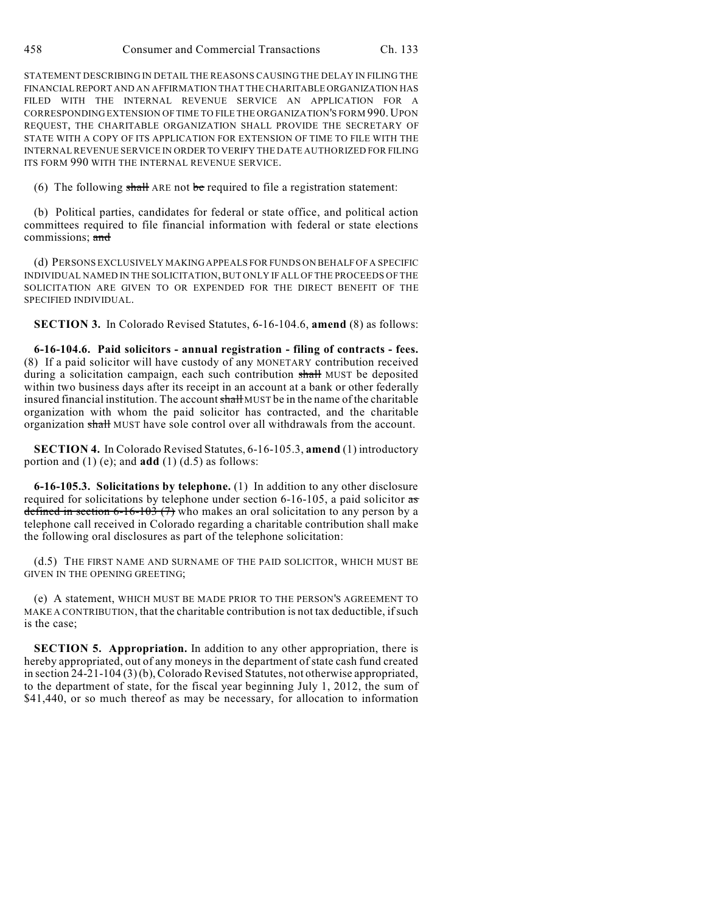STATEMENT DESCRIBING IN DETAIL THE REASONS CAUSING THE DELAY IN FILING THE FINANCIAL REPORT AND AN AFFIRMATION THAT THE CHARITABLE ORGANIZATION HAS FILED WITH THE INTERNAL REVENUE SERVICE AN APPLICATION FOR A CORRESPONDING EXTENSION OF TIME TO FILE THE ORGANIZATION'S FORM 990. UPON REQUEST, THE CHARITABLE ORGANIZATION SHALL PROVIDE THE SECRETARY OF STATE WITH A COPY OF ITS APPLICATION FOR EXTENSION OF TIME TO FILE WITH THE INTERNAL REVENUE SERVICE IN ORDER TO VERIFY THE DATE AUTHORIZED FOR FILING ITS FORM 990 WITH THE INTERNAL REVENUE SERVICE.

(6) The following ~~shall~~ ARE not ~~be~~ required to file a registration statement:

(b) Political parties, candidates for federal or state office, and political action committees required to file financial information with federal or state elections commissions; ~~and~~

(d) PERSONS EXCLUSIVELY MAKING APPEALS FOR FUNDS ON BEHALF OF A SPECIFIC INDIVIDUAL NAMED IN THE SOLICITATION, BUT ONLY IF ALL OF THE PROCEEDS OF THE SOLICITATION ARE GIVEN TO OR EXPENDED FOR THE DIRECT BENEFIT OF THE SPECIFIED INDIVIDUAL.

**SECTION 3.** In Colorado Revised Statutes, 6-16-104.6, **amend** (8) as follows:

**6-16-104.6. Paid solicitors - annual registration - filing of contracts - fees.** (8) If a paid solicitor will have custody of any MONETARY contribution received during a solicitation campaign, each such contribution ~~shall~~ MUST be deposited within two business days after its receipt in an account at a bank or other federally insured financial institution. The account ~~shall~~ MUST be in the name of the charitable organization with whom the paid solicitor has contracted, and the charitable organization ~~shall~~ MUST have sole control over all withdrawals from the account.

**SECTION 4.** In Colorado Revised Statutes, 6-16-105.3, **amend** (1) introductory portion and (1) (e); and **add** (1) (d.5) as follows:

**6-16-105.3. Solicitations by telephone.** (1) In addition to any other disclosure required for solicitations by telephone under section 6-16-105, a paid solicitor ~~as defined in section 6-16-103 (7)~~ who makes an oral solicitation to any person by a telephone call received in Colorado regarding a charitable contribution shall make the following oral disclosures as part of the telephone solicitation:

(d.5) THE FIRST NAME AND SURNAME OF THE PAID SOLICITOR, WHICH MUST BE GIVEN IN THE OPENING GREETING;

(e) A statement, WHICH MUST BE MADE PRIOR TO THE PERSON'S AGREEMENT TO MAKE A CONTRIBUTION, that the charitable contribution is not tax deductible, if such is the case;

**SECTION 5. Appropriation.** In addition to any other appropriation, there is hereby appropriated, out of any moneys in the department of state cash fund created in section 24-21-104 (3) (b), Colorado Revised Statutes, not otherwise appropriated, to the department of state, for the fiscal year beginning July 1, 2012, the sum of $41,440, or so much thereof as may be necessary, for allocation to information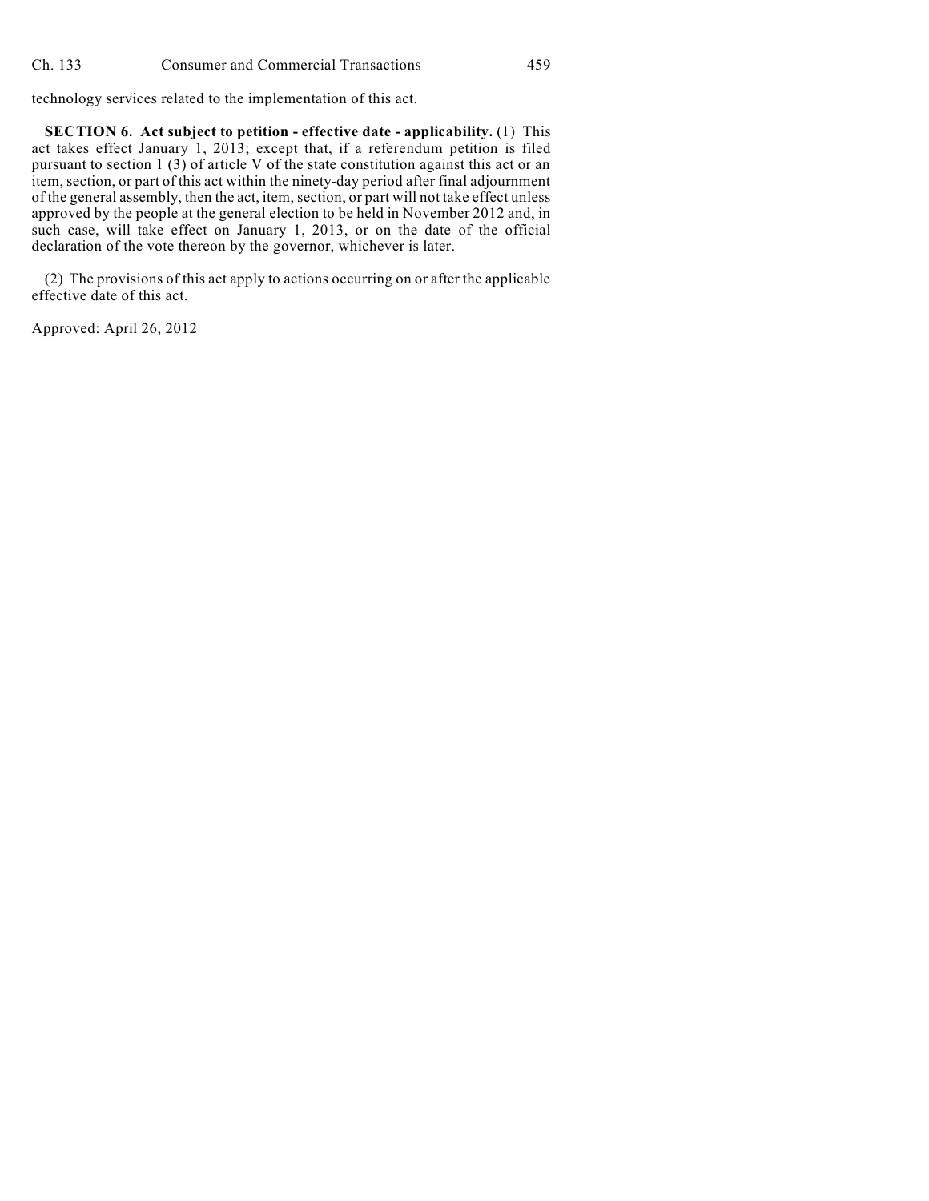technology services related to the implementation of this act.

**SECTION 6. Act subject to petition - effective date - applicability.** (1) This act takes effect January 1, 2013; except that, if a referendum petition is filed pursuant to section 1 (3) of article V of the state constitution against this act or an item, section, or part of this act within the ninety-day period after final adjournment of the general assembly, then the act, item, section, or part will not take effect unless approved by the people at the general election to be held in November 2012 and, in such case, will take effect on January 1, 2013, or on the date of the official declaration of the vote thereon by the governor, whichever is later.

(2) The provisions of this act apply to actions occurring on or after the applicable effective date of this act.

Approved: April 26, 2012